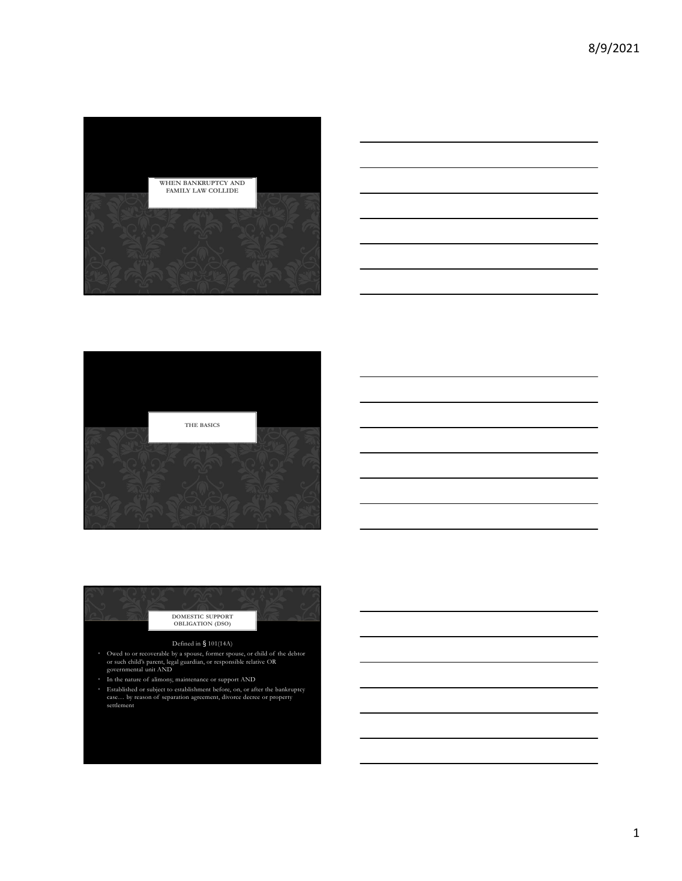# WHEN BANKRUPTCY AND FAMILY LAW COLLIDE

## THE BASICS

## DOMESTIC SUPPORT OBLIGATION (DSO)

Defined in § 101(14A)

- Owed to or recoverable by a spouse, former spouse, or child of the debtor or such child's parent, legal guardian, or responsible relative OR governmental unit AND
- In the nature of alimony, maintenance or support AND
- Established or subject to establishment before, on, or after the bankruptcy case… by reason of separation agreement, divorce decree or property settlement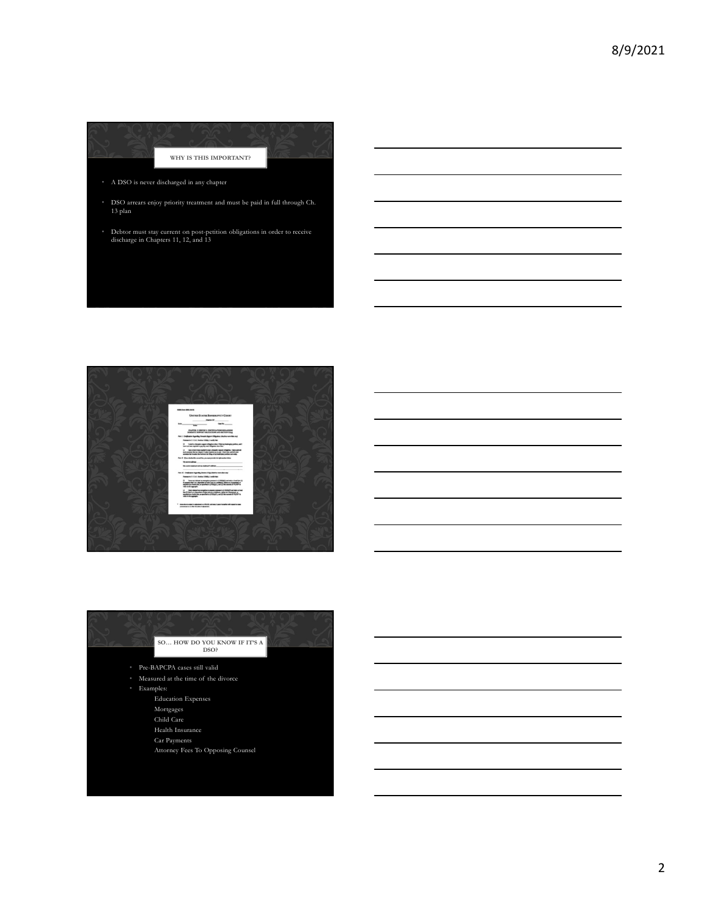## WHY IS THIS IMPORTANT?

- A DSO is never discharged in any chapter
- DSO arrears enjoy priority treatment and must be paid in full through Ch. 13 plan
- Debtor must stay current on post-petition obligations in order to receive discharge in Chapters 11, 12, and 13

## SO… HOW DO YOU KNOW IF IT'S A DSO?

- Pre-BAPCPA cases still valid
- Measured at the time of the divorce
- Examples:
  - Education Expenses
  - Mortgages
  - Child Care
  - Health Insurance
  - Car Payments
  - Attorney Fees To Opposing Counsel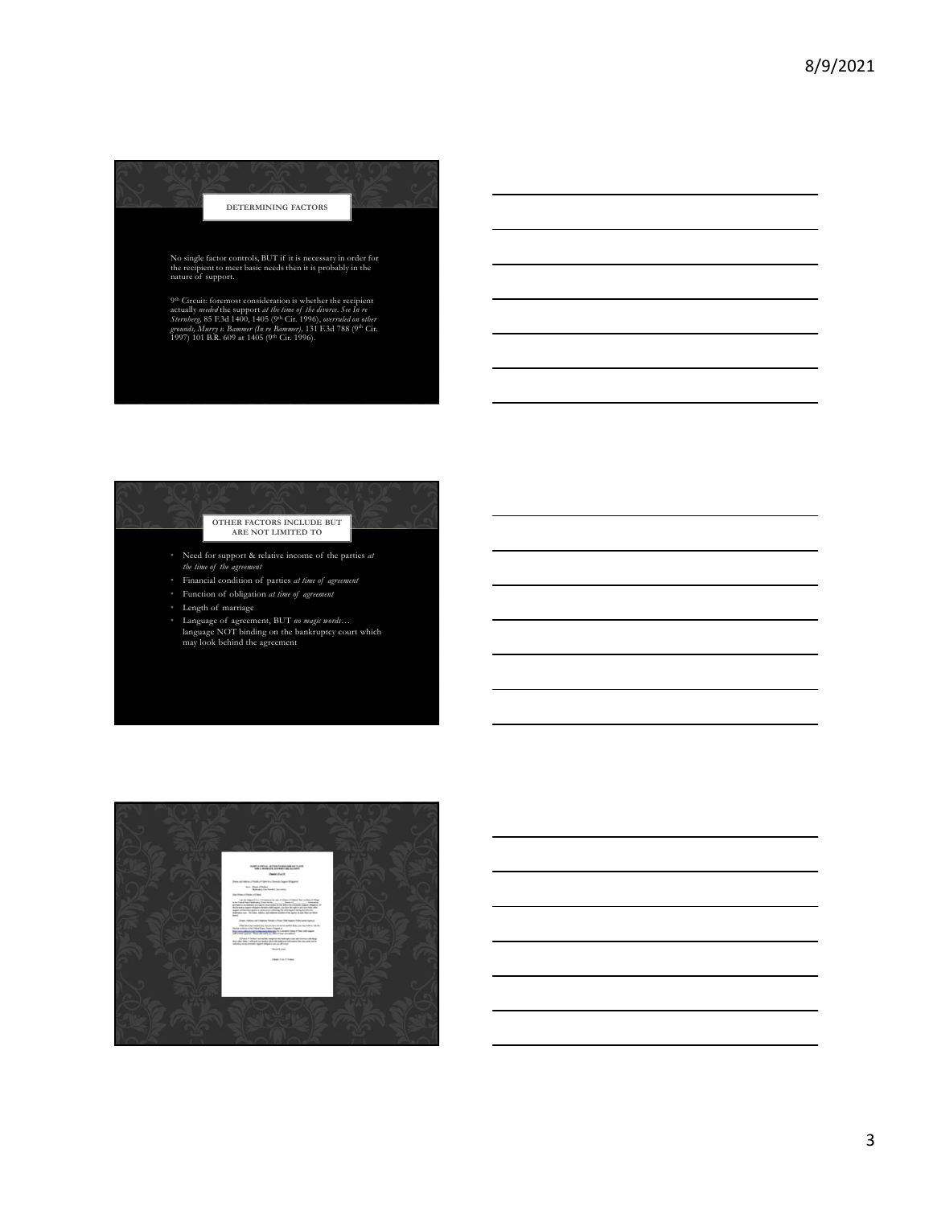## DETERMINING FACTORS

No single factor controls, BUT if it is necessary in order for the recipient to meet basic needs then it is probably in the nature of support.

9th Circuit: foremost consideration is whether the recipient actually *needed* the support *at the time of the divorce*. *See In re Sternberg*, 85 F.3d 1400, 1405 (9th Cir. 1996), *overruled on other grounds*, *Murry v. Bammer (In re Bammer)*, 131 F.3d 788 (9th Cir. 1997) 101 B.R. 609 at 1405 (9th Cir. 1996).

## OTHER FACTORS INCLUDE BUT ARE NOT LIMITED TO

- Need for support & relative income of the parties *at the time of the agreement*
- Financial condition of parties *at time of agreement*
- Function of obligation *at time of agreement*
- Length of marriage
- Language of agreement, BUT *no magic words*… language NOT binding on the bankruptcy court which may look behind the agreement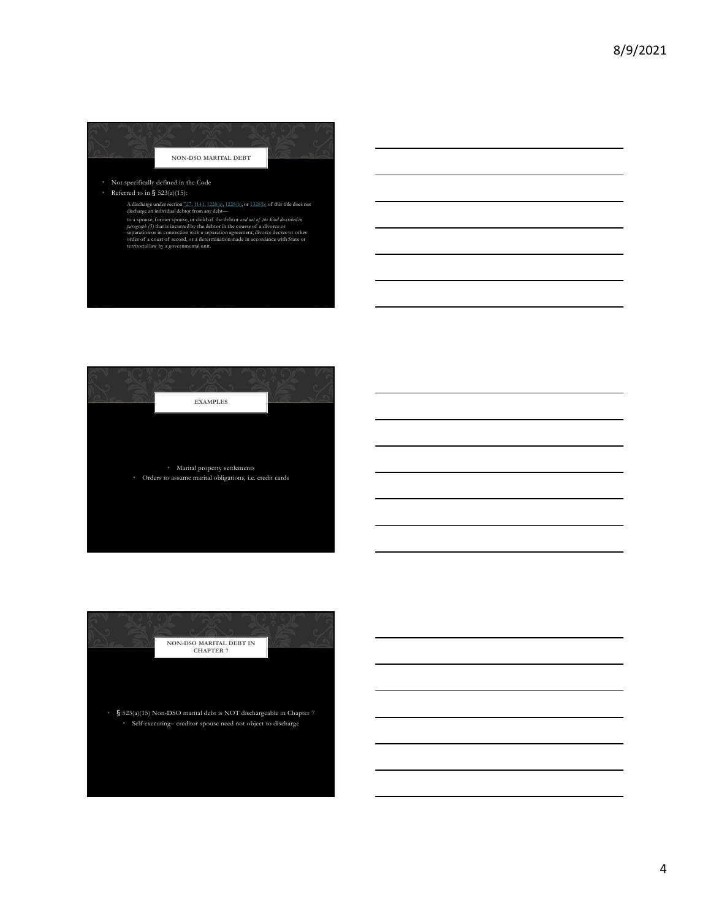## NON-DSO MARITAL DEBT

- Not specifically defined in the Code
- Referred to in § 523(a)(15):

  A discharge under section 727, 1141, 1228(a), 1228(b), or 1328(b) of this title does not discharge an individual debtor from any debt—

  to a spouse, former spouse, or child of the debtor *and not of the kind described in paragraph (5)* that is incurred by the debtor in the course of a divorce or separation or in connection with a separation agreement, divorce decree or other order of a court of record, or a determination made in accordance with State or territorial law by a governmental unit.

## EXAMPLES

- Marital property settlements
- Orders to assume marital obligations, i.e. credit cards

## NON-DSO MARITAL DEBT IN CHAPTER 7

- § 523(a)(15) Non-DSO marital debt is NOT dischargeable in Chapter 7
  - Self-executing– creditor spouse need not object to discharge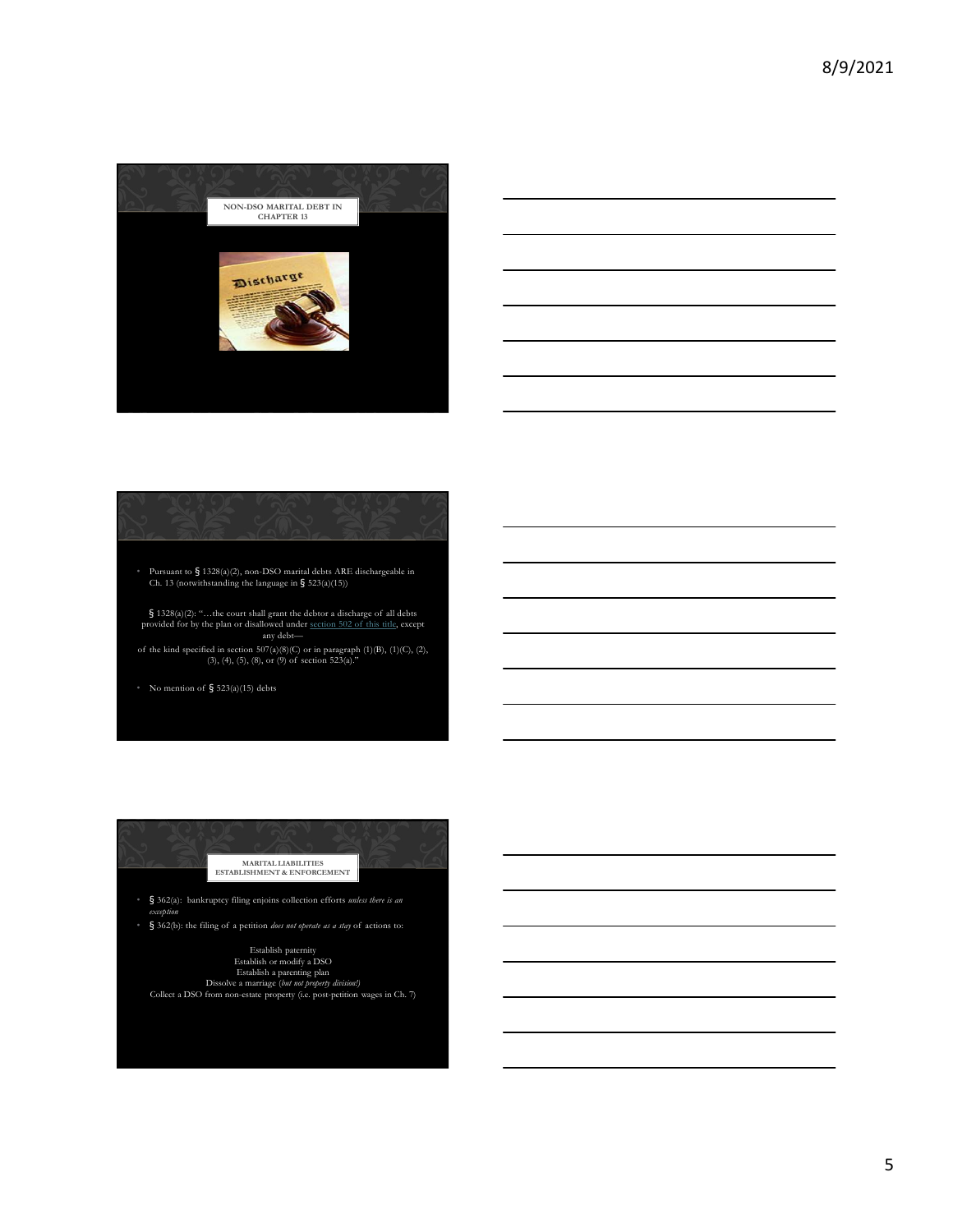## NON-DSO MARITAL DEBT IN CHAPTER 13

- Pursuant to § 1328(a)(2), non-DSO marital debts ARE dischargeable in Ch. 13 (notwithstanding the language in § 523(a)(15))

§ 1328(a)(2): "…the court shall grant the debtor a discharge of all debts provided for by the plan or disallowed under section 502 of this title, except any debt—

of the kind specified in section 507(a)(8)(C) or in paragraph (1)(B), (1)(C), (2), (3), (4), (5), (8), or (9) of section 523(a)."

- No mention of § 523(a)(15) debts

## MARITAL LIABILITIES ESTABLISHMENT & ENFORCEMENT

- § 362(a): bankruptcy filing enjoins collection efforts *unless there is an exception*
- § 362(b): the filing of a petition *does not operate as a stay* of actions to:

Establish paternity
Establish or modify a DSO
Establish a parenting plan
Dissolve a marriage (*but not property division!*)
Collect a DSO from non-estate property (i.e. post-petition wages in Ch. 7)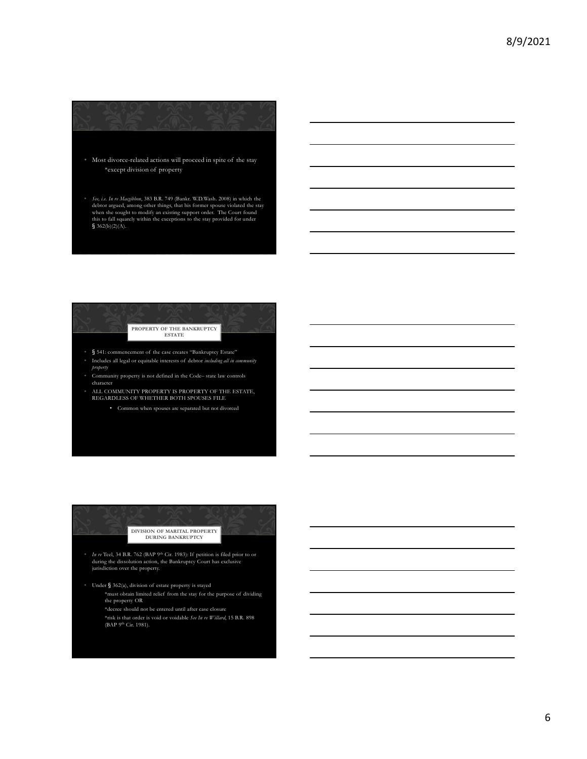- Most divorce-related actions will proceed in spite of the stay
  - *except division of property

- *See, i.e. In re Macgibbon*, 383 B.R. 749 (Bankr. W.D.Wash. 2008) in which the debtor argued, among other things, that his former spouse violated the stay when she sought to modify an existing support order. The Court found this to fall squarely within the exceptions to the stay provided for under § 362(b)(2)(A).

## PROPERTY OF THE BANKRUPTCY ESTATE

- § 541: commencement of the case creates "Bankruptcy Estate"
- Includes all legal or equitable interests of debtor *including all in community property*
- Community property is not defined in the Code– state law controls character
- ALL COMMUNITY PROPERTY IS PROPERTY OF THE ESTATE, REGARDLESS OF WHETHER BOTH SPOUSES FILE
  - Common when spouses are separated but not divorced

## DIVISION OF MARITAL PROPERTY DURING BANKRUPTCY

- *In re* Teel, 34 B.R. 762 (BAP 9th Cir. 1983): If petition is filed prior to or during the dissolution action, the Bankruptcy Court has exclusive jurisdiction over the property.

- Under § 362(a), division of estate property is stayed
  - *must obtain limited relief from the stay for the purpose of dividing the property OR
  - *decree should not be entered until after case closure
  - *risk is that order is void or voidable *See In re Willard*, 15 B.R. 898 (BAP 9th Cir. 1981).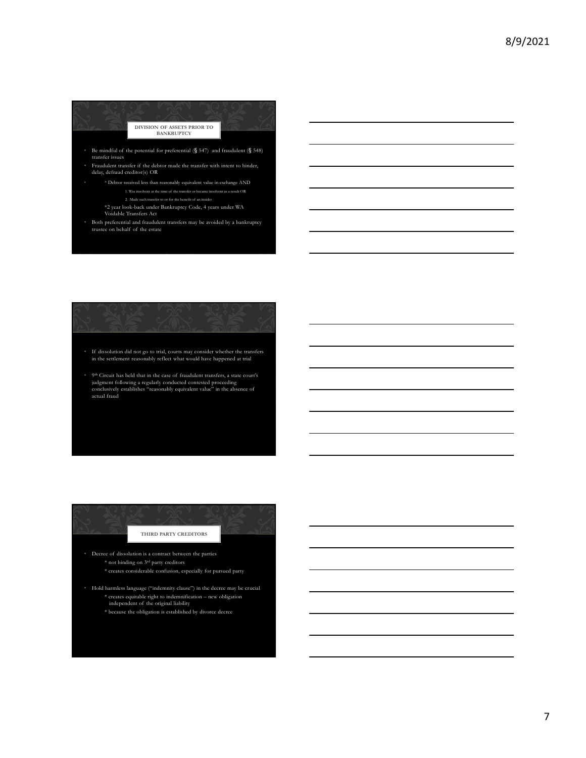## DIVISION OF ASSETS PRIOR TO BANKRUPTCY

- Be mindful of the potential for preferential (§ 547) and fraudulent (§ 548) transfer issues
- Fraudulent transfer if the debtor made the transfer with intent to hinder, delay, defraud creditor(s) OR
- * Debtor received less than reasonably equivalent value in exchange AND
  1. Was insolvent at the time of the transfer or became insolvent as a result OR
  2. Made such transfer to or for the benefit of an insider

  *2 year look-back under Bankruptcy Code, 4 years under WA Voidable Transfers Act
- Both preferential and fraudulent transfers may be avoided by a bankruptcy trustee on behalf of the estate

---

- If dissolution did not go to trial, courts may consider whether the transfers in the settlement reasonably reflect what would have happened at trial
- 9th Circuit has held that in the case of fraudulent transfers, a state court's judgment following a regularly conducted contested proceeding conclusively establishes "reasonably equivalent value" in the absence of actual fraud

---

## THIRD PARTY CREDITORS

- Decree of dissolution is a contract between the parties
  * not binding on 3rd party creditors
  * creates considerable confusion, especially for pursued party
- Hold harmless language ("indemnity clause") in the decree may be crucial
  * creates equitable right to indemnification – new obligation independent of the original liability
  * because the obligation is established by divorce decree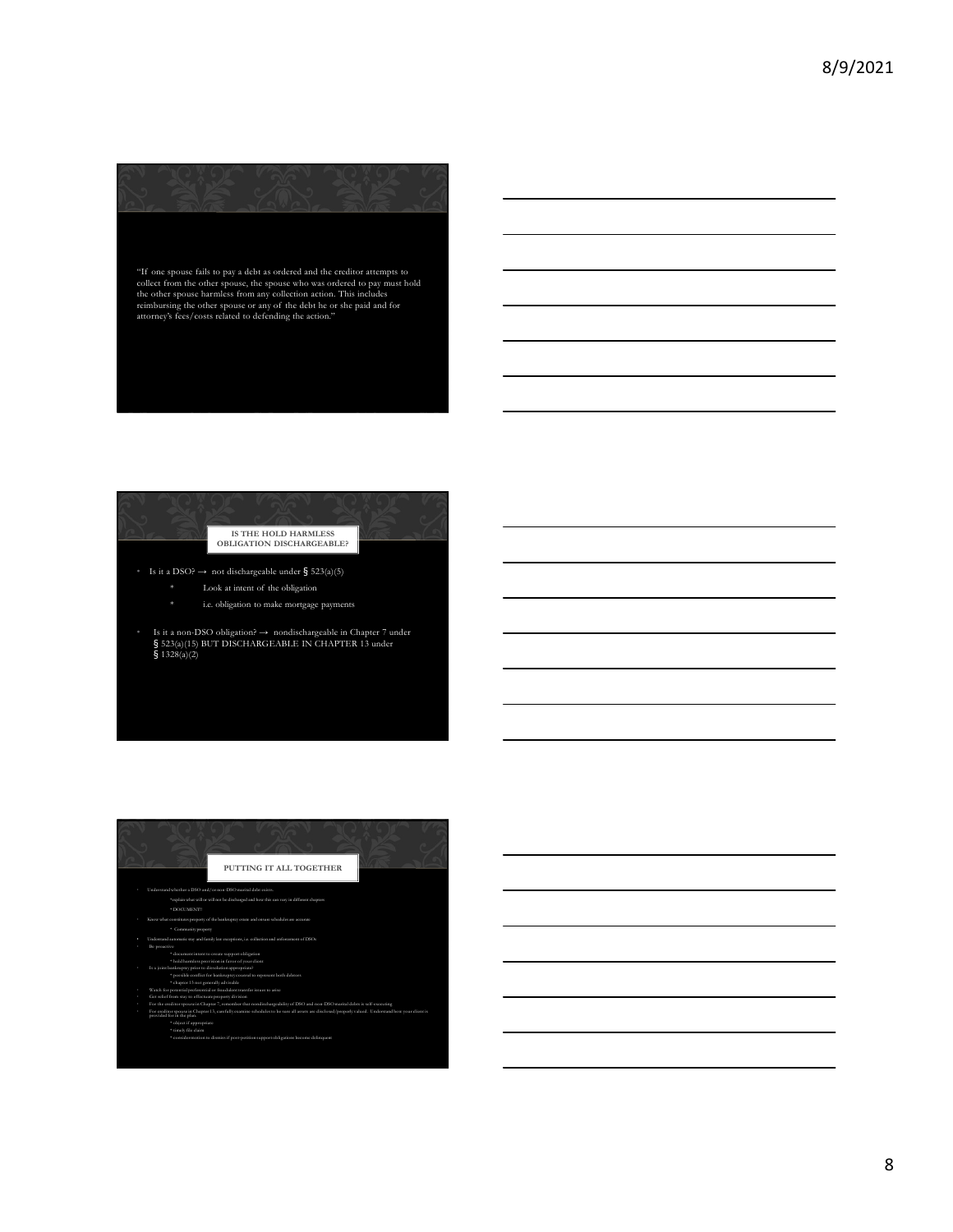"If one spouse fails to pay a debt as ordered and the creditor attempts to collect from the other spouse, the spouse who was ordered to pay must hold the other spouse harmless from any collection action. This includes reimbursing the other spouse or any of the debt he or she paid and for attorney's fees/costs related to defending the action."

## IS THE HOLD HARMLESS OBLIGATION DISCHARGEABLE?

- Is it a DSO? → not dischargeable under § 523(a)(5)
  - Look at intent of the obligation
  - i.e. obligation to make mortgage payments
- Is it a non-DSO obligation? → nondischargeable in Chapter 7 under § 523(a)(15) BUT DISCHARGEABLE IN CHAPTER 13 under § 1328(a)(2)

## PUTTING IT ALL TOGETHER

- Understand whether a DSO and/or non-DSO marital debt exists.
  - explain what will or will not be discharged and how this can vary in different chapters
  - DOCUMENT!
- Know what constitutes property of the bankruptcy estate and ensure schedules are accurate
  - Community property
- Understand automatic stay and family law exceptions, i.e. collection and enforcement of DSOs
- Be proactive
  - document intent to create support obligation
  - hold harmless provision in favor of your client
- Is a joint bankruptcy prior to dissolution appropriate?
  - possible conflict for bankruptcy counsel to represent both debtors
  - chapter 13 not generally advisable
- Watch for potential preferential or fraudulent transfer issues to arise
- Get relief from stay to effectuate property division
- For the creditor spouse in Chapter 7, remember that nondischargeability of DSO and non-DSO marital debts is self-executing
- For creditor spouse in Chapter 13, carefully examine schedules to be sure all assets are disclosed/properly valued. Understand how your client is provided for in the plan.
  - object if appropriate
  - timely file claim
  - consider motion to dismiss if post-petition support obligations become delinquent